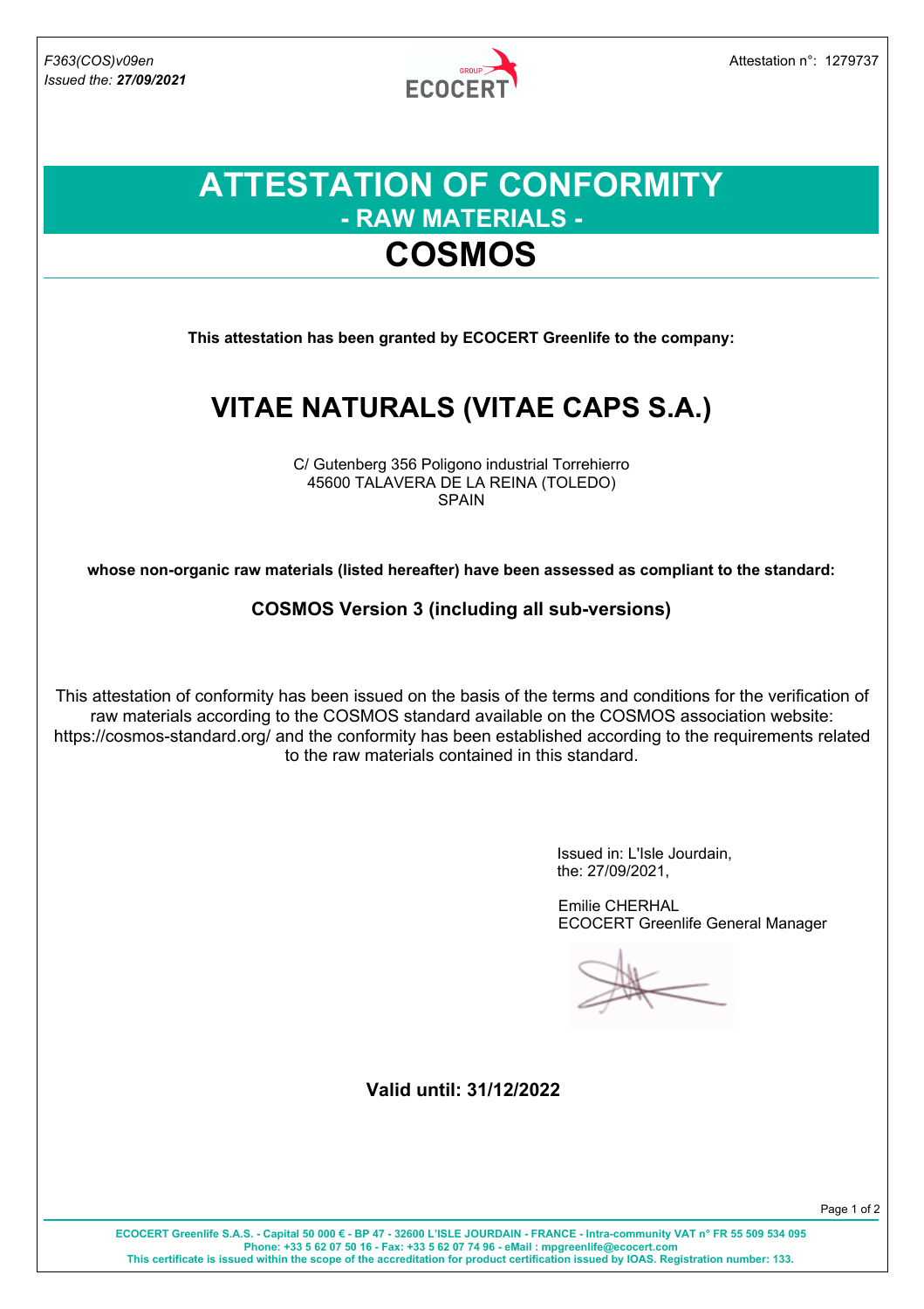*F363(COS)v09en*
*Issued the: **27/09/2021***

Attestation n°: 1279737

# ATTESTATION OF CONFORMITY
## - RAW MATERIALS -
# COSMOS

**This attestation has been granted by ECOCERT Greenlife to the company:**

# VITAE NATURALS (VITAE CAPS S.A.)

C/ Gutenberg 356 Poligono industrial Torrehierro
45600 TALAVERA DE LA REINA (TOLEDO)
SPAIN

**whose non-organic raw materials (listed hereafter) have been assessed as compliant to the standard:**

**COSMOS Version 3 (including all sub-versions)**

This attestation of conformity has been issued on the basis of the terms and conditions for the verification of raw materials according to the COSMOS standard available on the COSMOS association website: https://cosmos-standard.org/ and the conformity has been established according to the requirements related to the raw materials contained in this standard.

Issued in: L'Isle Jourdain,
the: 27/09/2021,

Emilie CHERHAL
ECOCERT Greenlife General Manager

**Valid until: 31/12/2022**

**ECOCERT Greenlife S.A.S. - Capital 50 000 € - BP 47 - 32600 L'ISLE JOURDAIN - FRANCE - Intra-community VAT n° FR 55 509 534 095**
**Phone: +33 5 62 07 50 16 - Fax: +33 5 62 07 74 96 - eMail : mpgreenlife@ecocert.com**
**This certificate is issued within the scope of the accreditation for product certification issued by IOAS. Registration number: 133.**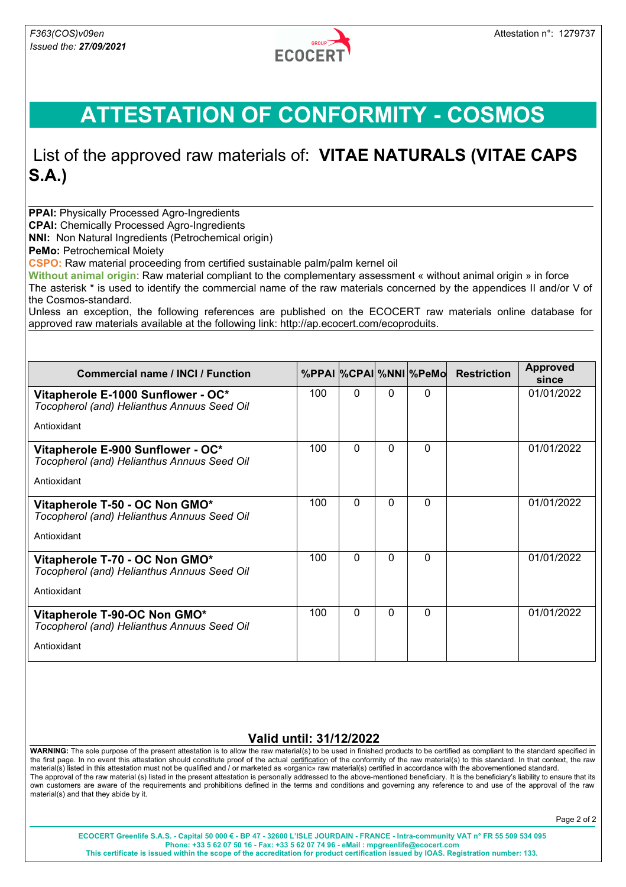F363(COS)v09en
*Issued the: **27/09/2021***

Attestation n°: 1279737

# ATTESTATION OF CONFORMITY - COSMOS

## List of the approved raw materials of: **VITAE NATURALS (VITAE CAPS S.A.)**

**PPAI:** Physically Processed Agro-Ingredients
**CPAI:** Chemically Processed Agro-Ingredients
**NNI:** Non Natural Ingredients (Petrochemical origin)
**PeMo:** Petrochemical Moiety
**CSPO:** Raw material proceeding from certified sustainable palm/palm kernel oil
**Without animal origin**: Raw material compliant to the complementary assessment « without animal origin » in force
The asterisk * is used to identify the commercial name of the raw materials concerned by the appendices II and/or V of the Cosmos-standard.
Unless an exception, the following references are published on the ECOCERT raw materials online database for approved raw materials available at the following link: http://ap.ecocert.com/ecoproduits.

| Commercial name / INCI / Function | %PPAI | %CPAI | %NNI | %PeMo | Restriction | Approved since |
|---|---|---|---|---|---|---|
| **Vitapherole E-1000 Sunflower - OC*** <br> *Tocopherol (and) Helianthus Annuus Seed Oil* <br> Antioxidant | 100 | 0 | 0 | 0 | | 01/01/2022 |
| **Vitapherole E-900 Sunflower - OC*** <br> *Tocopherol (and) Helianthus Annuus Seed Oil* <br> Antioxidant | 100 | 0 | 0 | 0 | | 01/01/2022 |
| **Vitapherole T-50 - OC Non GMO*** <br> *Tocopherol (and) Helianthus Annuus Seed Oil* <br> Antioxidant | 100 | 0 | 0 | 0 | | 01/01/2022 |
| **Vitapherole T-70 - OC Non GMO*** <br> *Tocopherol (and) Helianthus Annuus Seed Oil* <br> Antioxidant | 100 | 0 | 0 | 0 | | 01/01/2022 |
| **Vitapherole T-90-OC Non GMO*** <br> *Tocopherol (and) Helianthus Annuus Seed Oil* <br> Antioxidant | 100 | 0 | 0 | 0 | | 01/01/2022 |

**Valid until: 31/12/2022**

**WARNING:** The sole purpose of the present attestation is to allow the raw material(s) to be used in finished products to be certified as compliant to the standard specified in the first page. In no event this attestation should constitute proof of the actual certification of the conformity of the raw material(s) to this standard. In that context, the raw material(s) listed in this attestation must not be qualified and / or marketed as «organic» raw material(s) certified in accordance with the abovementioned standard.
The approval of the raw material (s) listed in the present attestation is personally addressed to the above-mentioned beneficiary. It is the beneficiary's liability to ensure that its own customers are aware of the requirements and prohibitions defined in the terms and conditions and governing any reference to and use of the approval of the raw material(s) and that they abide by it.

**ECOCERT Greenlife S.A.S. - Capital 50 000 € - BP 47 - 32600 L'ISLE JOURDAIN - FRANCE - Intra-community VAT n° FR 55 509 534 095**
**Phone: +33 5 62 07 50 16 - Fax: +33 5 62 07 74 96 - eMail : mpgreenlife@ecocert.com**
**This certificate is issued within the scope of the accreditation for product certification issued by IOAS. Registration number: 133.**